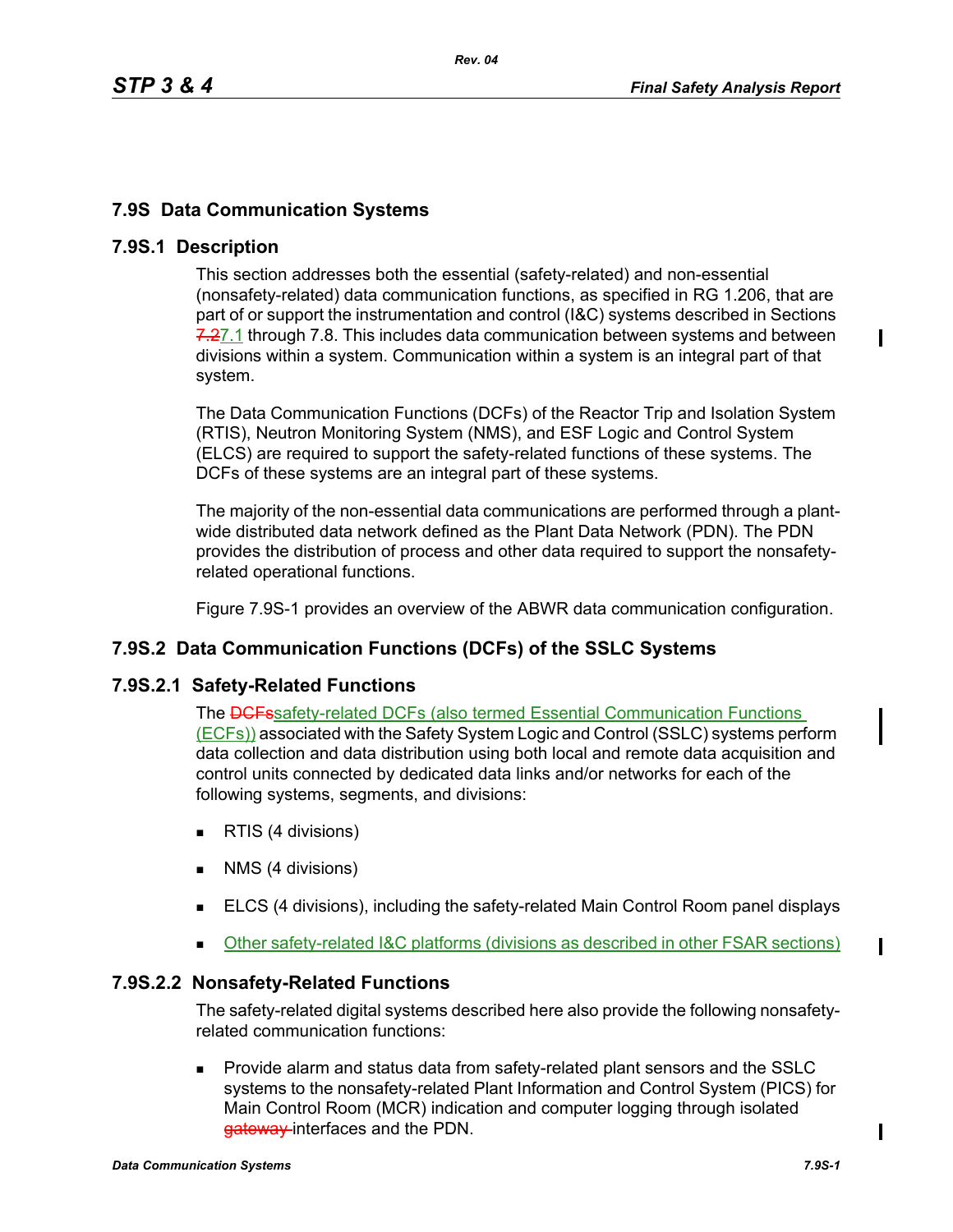## 7.9S Data Communication Systems

### 7.9S.1 Description

This section addresses both the essential (safety-related) and non-essential (nonsafety-related) data communication functions, as specified in RG 1.206, that are part of or support the instrumentation and control (I&C) systems described in Sections ~~7.2~~7.1 through 7.8. This includes data communication between systems and between divisions within a system. Communication within a system is an integral part of that system.

The Data Communication Functions (DCFs) of the Reactor Trip and Isolation System (RTIS), Neutron Monitoring System (NMS), and ESF Logic and Control System (ELCS) are required to support the safety-related functions of these systems. The DCFs of these systems are an integral part of these systems.

The majority of the non-essential data communications are performed through a plant-wide distributed data network defined as the Plant Data Network (PDN). The PDN provides the distribution of process and other data required to support the nonsafety-related operational functions.

Figure 7.9S-1 provides an overview of the ABWR data communication configuration.

### 7.9S.2 Data Communication Functions (DCFs) of the SSLC Systems

#### 7.9S.2.1 Safety-Related Functions

The ~~DCFs~~safety-related DCFs (also termed Essential Communication Functions (ECFs)) associated with the Safety System Logic and Control (SSLC) systems perform data collection and data distribution using both local and remote data acquisition and control units connected by dedicated data links and/or networks for each of the following systems, segments, and divisions:

- RTIS (4 divisions)
- NMS (4 divisions)
- ELCS (4 divisions), including the safety-related Main Control Room panel displays
- Other safety-related I&C platforms (divisions as described in other FSAR sections)

#### 7.9S.2.2 Nonsafety-Related Functions

The safety-related digital systems described here also provide the following nonsafety-related communication functions:

- Provide alarm and status data from safety-related plant sensors and the SSLC systems to the nonsafety-related Plant Information and Control System (PICS) for Main Control Room (MCR) indication and computer logging through isolated ~~gateway~~ interfaces and the PDN.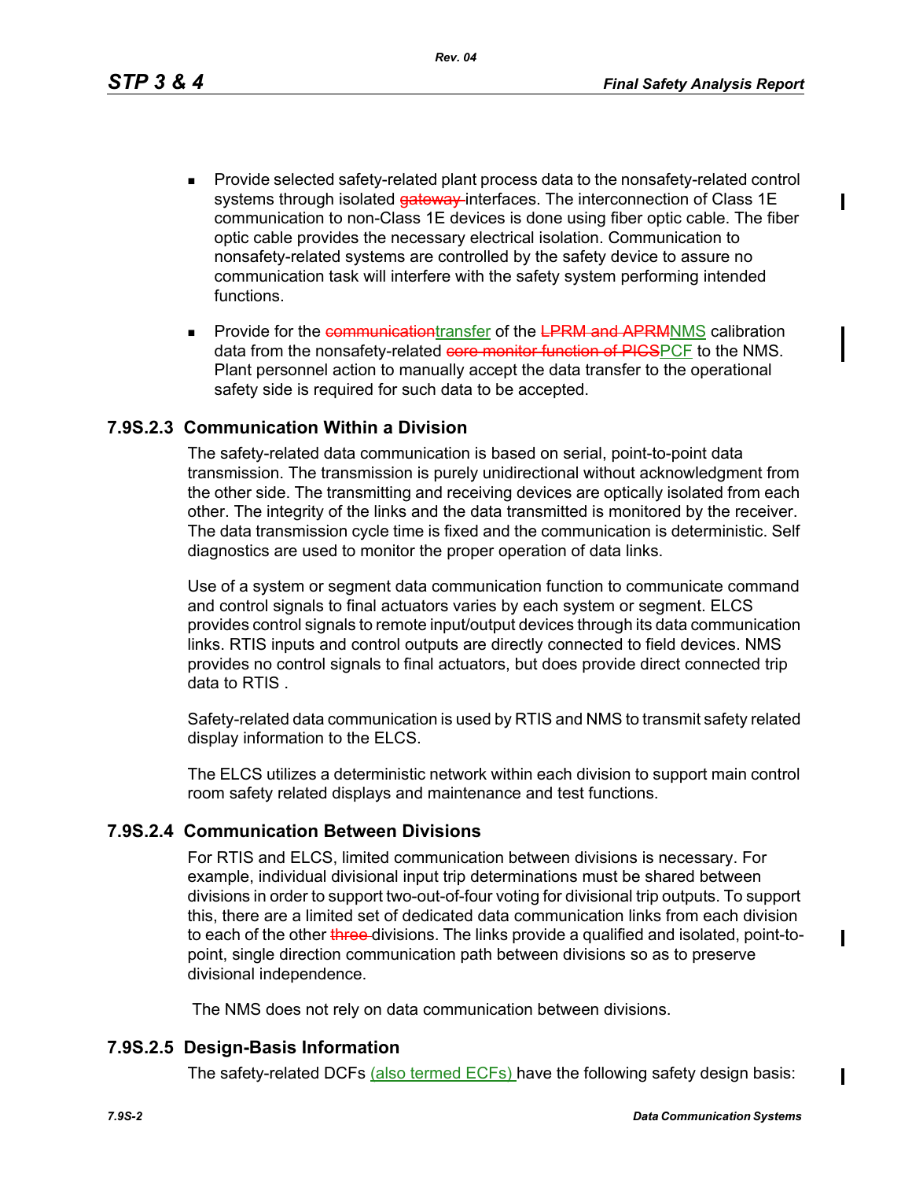- Provide selected safety-related plant process data to the nonsafety-related control systems through isolated ~~gateway~~ interfaces. The interconnection of Class 1E communication to non-Class 1E devices is done using fiber optic cable. The fiber optic cable provides the necessary electrical isolation. Communication to nonsafety-related systems are controlled by the safety device to assure no communication task will interfere with the safety system performing intended functions.

- Provide for the ~~communication~~transfer of the ~~LPRM and APRM~~NMS calibration data from the nonsafety-related ~~core monitor function of PICS~~PCF to the NMS. Plant personnel action to manually accept the data transfer to the operational safety side is required for such data to be accepted.

### 7.9S.2.3 Communication Within a Division

The safety-related data communication is based on serial, point-to-point data transmission. The transmission is purely unidirectional without acknowledgment from the other side. The transmitting and receiving devices are optically isolated from each other. The integrity of the links and the data transmitted is monitored by the receiver. The data transmission cycle time is fixed and the communication is deterministic. Self diagnostics are used to monitor the proper operation of data links.

Use of a system or segment data communication function to communicate command and control signals to final actuators varies by each system or segment. ELCS provides control signals to remote input/output devices through its data communication links. RTIS inputs and control outputs are directly connected to field devices. NMS provides no control signals to final actuators, but does provide direct connected trip data to RTIS .

Safety-related data communication is used by RTIS and NMS to transmit safety related display information to the ELCS.

The ELCS utilizes a deterministic network within each division to support main control room safety related displays and maintenance and test functions.

### 7.9S.2.4 Communication Between Divisions

For RTIS and ELCS, limited communication between divisions is necessary. For example, individual divisional input trip determinations must be shared between divisions in order to support two-out-of-four voting for divisional trip outputs. To support this, there are a limited set of dedicated data communication links from each division to each of the other ~~three~~ divisions. The links provide a qualified and isolated, point-to-point, single direction communication path between divisions so as to preserve divisional independence.

The NMS does not rely on data communication between divisions.

### 7.9S.2.5 Design-Basis Information

The safety-related DCFs (also termed ECFs) have the following safety design basis: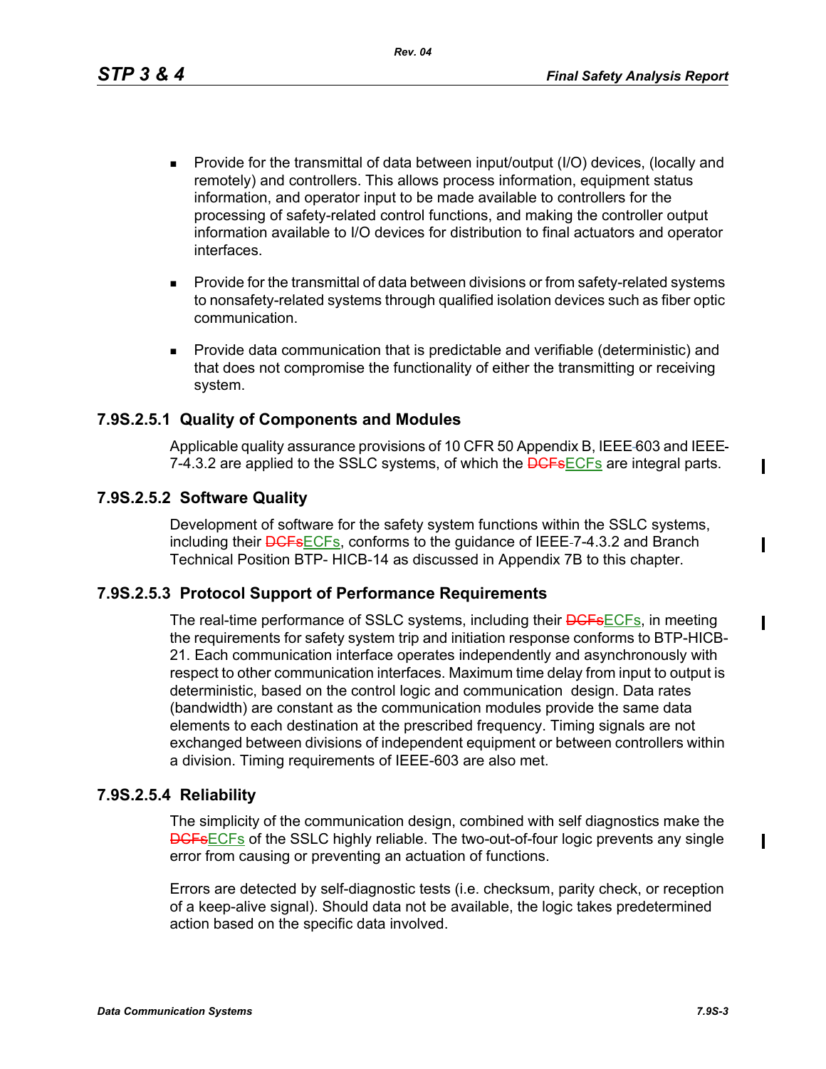- Provide for the transmittal of data between input/output (I/O) devices, (locally and remotely) and controllers. This allows process information, equipment status information, and operator input to be made available to controllers for the processing of safety-related control functions, and making the controller output information available to I/O devices for distribution to final actuators and operator interfaces.

- Provide for the transmittal of data between divisions or from safety-related systems to nonsafety-related systems through qualified isolation devices such as fiber optic communication.

- Provide data communication that is predictable and verifiable (deterministic) and that does not compromise the functionality of either the transmitting or receiving system.

### 7.9S.2.5.1 Quality of Components and Modules

Applicable quality assurance provisions of 10 CFR 50 Appendix B, IEEE-603 and IEEE-7-4.3.2 are applied to the SSLC systems, of which the ~~DCFs~~ECFs are integral parts.

### 7.9S.2.5.2 Software Quality

Development of software for the safety system functions within the SSLC systems, including their ~~DCFs~~ECFs, conforms to the guidance of IEEE-7-4.3.2 and Branch Technical Position BTP- HICB-14 as discussed in Appendix 7B to this chapter.

### 7.9S.2.5.3 Protocol Support of Performance Requirements

The real-time performance of SSLC systems, including their ~~DCFs~~ECFs, in meeting the requirements for safety system trip and initiation response conforms to BTP-HICB-21. Each communication interface operates independently and asynchronously with respect to other communication interfaces. Maximum time delay from input to output is deterministic, based on the control logic and communication design. Data rates (bandwidth) are constant as the communication modules provide the same data elements to each destination at the prescribed frequency. Timing signals are not exchanged between divisions of independent equipment or between controllers within a division. Timing requirements of IEEE-603 are also met.

### 7.9S.2.5.4 Reliability

The simplicity of the communication design, combined with self diagnostics make the ~~DCFs~~ECFs of the SSLC highly reliable. The two-out-of-four logic prevents any single error from causing or preventing an actuation of functions.

Errors are detected by self-diagnostic tests (i.e. checksum, parity check, or reception of a keep-alive signal). Should data not be available, the logic takes predetermined action based on the specific data involved.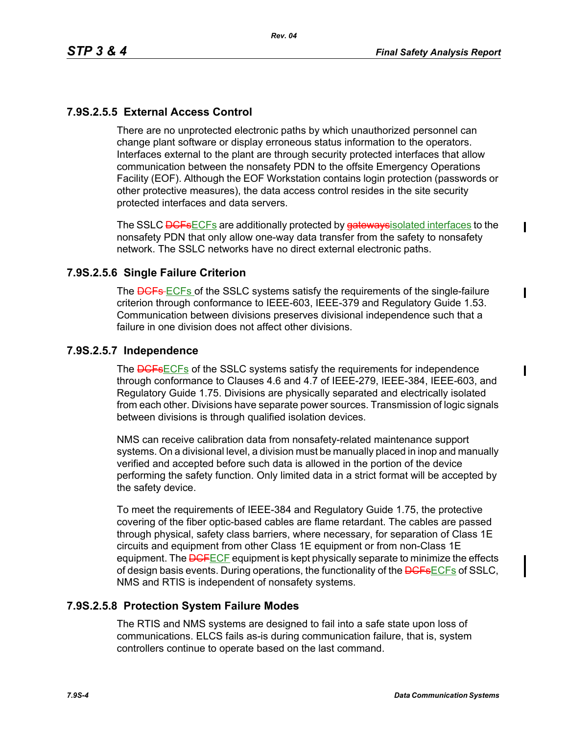### 7.9S.2.5.5 External Access Control

There are no unprotected electronic paths by which unauthorized personnel can change plant software or display erroneous status information to the operators. Interfaces external to the plant are through security protected interfaces that allow communication between the nonsafety PDN to the offsite Emergency Operations Facility (EOF). Although the EOF Workstation contains login protection (passwords or other protective measures), the data access control resides in the site security protected interfaces and data servers.

The SSLC ~~DCFs~~ECFs are additionally protected by ~~gateways~~isolated interfaces to the nonsafety PDN that only allow one-way data transfer from the safety to nonsafety network. The SSLC networks have no direct external electronic paths.

### 7.9S.2.5.6 Single Failure Criterion

The ~~DCFs~~ ECFs of the SSLC systems satisfy the requirements of the single-failure criterion through conformance to IEEE-603, IEEE-379 and Regulatory Guide 1.53. Communication between divisions preserves divisional independence such that a failure in one division does not affect other divisions.

### 7.9S.2.5.7 Independence

The ~~DCFs~~ECFs of the SSLC systems satisfy the requirements for independence through conformance to Clauses 4.6 and 4.7 of IEEE-279, IEEE-384, IEEE-603, and Regulatory Guide 1.75. Divisions are physically separated and electrically isolated from each other. Divisions have separate power sources. Transmission of logic signals between divisions is through qualified isolation devices.

NMS can receive calibration data from nonsafety-related maintenance support systems. On a divisional level, a division must be manually placed in inop and manually verified and accepted before such data is allowed in the portion of the device performing the safety function. Only limited data in a strict format will be accepted by the safety device.

To meet the requirements of IEEE-384 and Regulatory Guide 1.75, the protective covering of the fiber optic-based cables are flame retardant. The cables are passed through physical, safety class barriers, where necessary, for separation of Class 1E circuits and equipment from other Class 1E equipment or from non-Class 1E equipment. The ~~DCF~~ECF equipment is kept physically separate to minimize the effects of design basis events. During operations, the functionality of the ~~DCFs~~ECFs of SSLC, NMS and RTIS is independent of nonsafety systems.

### 7.9S.2.5.8 Protection System Failure Modes

The RTIS and NMS systems are designed to fail into a safe state upon loss of communications. ELCS fails as-is during communication failure, that is, system controllers continue to operate based on the last command.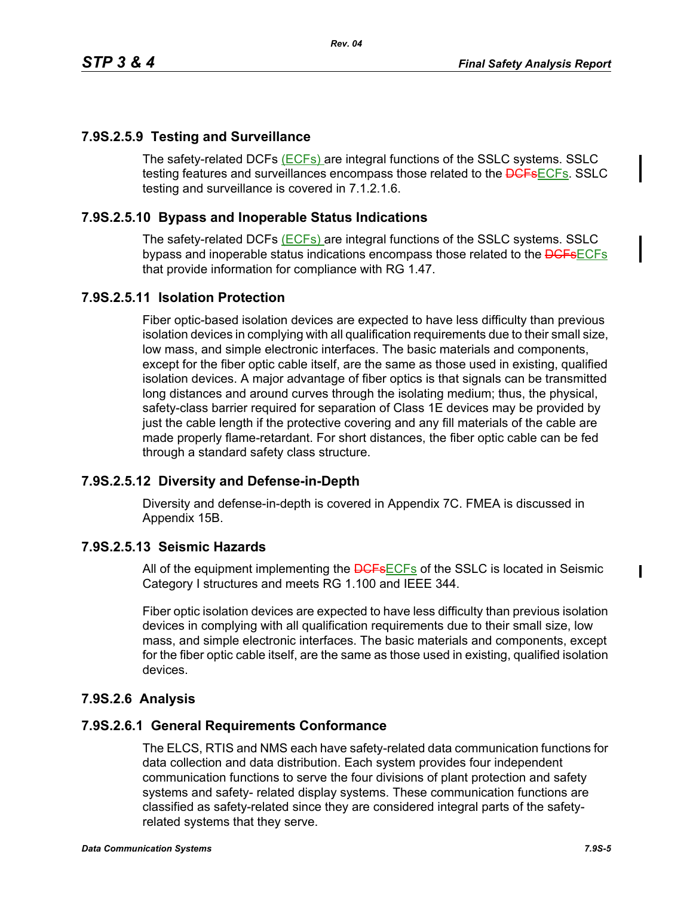### 7.9S.2.5.9 Testing and Surveillance

The safety-related DCFs (ECFs) are integral functions of the SSLC systems. SSLC testing features and surveillances encompass those related to the ~~DCFs~~ECFs. SSLC testing and surveillance is covered in 7.1.2.1.6.

### 7.9S.2.5.10 Bypass and Inoperable Status Indications

The safety-related DCFs (ECFs) are integral functions of the SSLC systems. SSLC bypass and inoperable status indications encompass those related to the ~~DCFs~~ECFs that provide information for compliance with RG 1.47.

### 7.9S.2.5.11 Isolation Protection

Fiber optic-based isolation devices are expected to have less difficulty than previous isolation devices in complying with all qualification requirements due to their small size, low mass, and simple electronic interfaces. The basic materials and components, except for the fiber optic cable itself, are the same as those used in existing, qualified isolation devices. A major advantage of fiber optics is that signals can be transmitted long distances and around curves through the isolating medium; thus, the physical, safety-class barrier required for separation of Class 1E devices may be provided by just the cable length if the protective covering and any fill materials of the cable are made properly flame-retardant. For short distances, the fiber optic cable can be fed through a standard safety class structure.

### 7.9S.2.5.12 Diversity and Defense-in-Depth

Diversity and defense-in-depth is covered in Appendix 7C. FMEA is discussed in Appendix 15B.

### 7.9S.2.5.13 Seismic Hazards

All of the equipment implementing the ~~DCFs~~ECFs of the SSLC is located in Seismic Category I structures and meets RG 1.100 and IEEE 344.

Fiber optic isolation devices are expected to have less difficulty than previous isolation devices in complying with all qualification requirements due to their small size, low mass, and simple electronic interfaces. The basic materials and components, except for the fiber optic cable itself, are the same as those used in existing, qualified isolation devices.

## 7.9S.2.6 Analysis

### 7.9S.2.6.1 General Requirements Conformance

The ELCS, RTIS and NMS each have safety-related data communication functions for data collection and data distribution. Each system provides four independent communication functions to serve the four divisions of plant protection and safety systems and safety- related display systems. These communication functions are classified as safety-related since they are considered integral parts of the safety-related systems that they serve.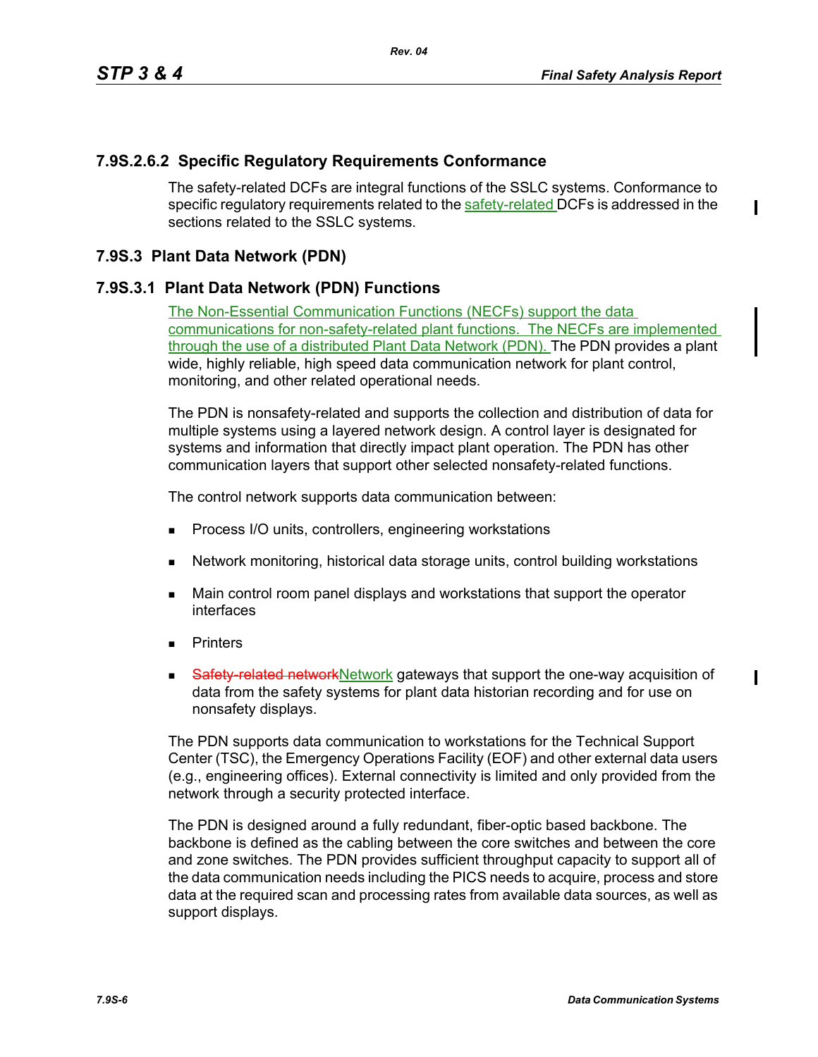### 7.9S.2.6.2 Specific Regulatory Requirements Conformance

The safety-related DCFs are integral functions of the SSLC systems. Conformance to specific regulatory requirements related to the safety-related DCFs is addressed in the sections related to the SSLC systems.

## 7.9S.3 Plant Data Network (PDN)

### 7.9S.3.1 Plant Data Network (PDN) Functions

The Non-Essential Communication Functions (NECFs) support the data communications for non-safety-related plant functions. The NECFs are implemented through the use of a distributed Plant Data Network (PDN). The PDN provides a plant wide, highly reliable, high speed data communication network for plant control, monitoring, and other related operational needs.

The PDN is nonsafety-related and supports the collection and distribution of data for multiple systems using a layered network design. A control layer is designated for systems and information that directly impact plant operation. The PDN has other communication layers that support other selected nonsafety-related functions.

The control network supports data communication between:

- Process I/O units, controllers, engineering workstations
- Network monitoring, historical data storage units, control building workstations
- Main control room panel displays and workstations that support the operator interfaces
- Printers
- ~~Safety-related network~~Network gateways that support the one-way acquisition of data from the safety systems for plant data historian recording and for use on nonsafety displays.

The PDN supports data communication to workstations for the Technical Support Center (TSC), the Emergency Operations Facility (EOF) and other external data users (e.g., engineering offices). External connectivity is limited and only provided from the network through a security protected interface.

The PDN is designed around a fully redundant, fiber-optic based backbone. The backbone is defined as the cabling between the core switches and between the core and zone switches. The PDN provides sufficient throughput capacity to support all of the data communication needs including the PICS needs to acquire, process and store data at the required scan and processing rates from available data sources, as well as support displays.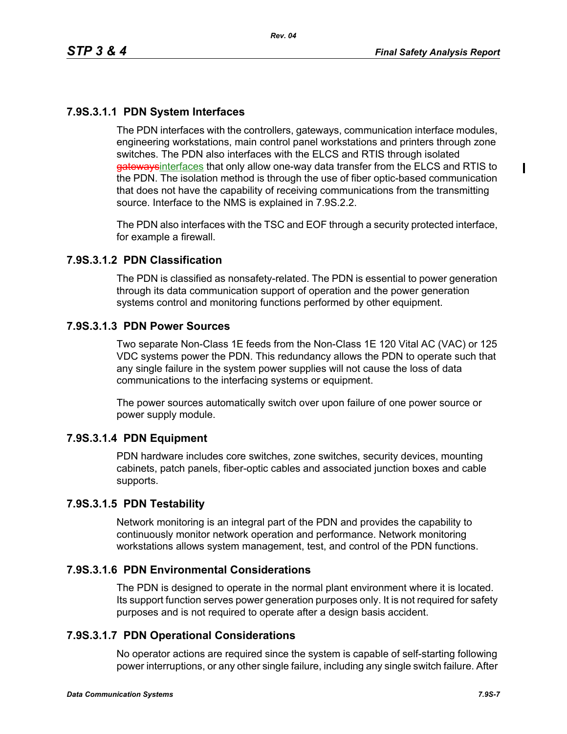### 7.9S.3.1.1 PDN System Interfaces

The PDN interfaces with the controllers, gateways, communication interface modules, engineering workstations, main control panel workstations and printers through zone switches. The PDN also interfaces with the ELCS and RTIS through isolated ~~gateways~~interfaces that only allow one-way data transfer from the ELCS and RTIS to the PDN. The isolation method is through the use of fiber optic-based communication that does not have the capability of receiving communications from the transmitting source. Interface to the NMS is explained in 7.9S.2.2.

The PDN also interfaces with the TSC and EOF through a security protected interface, for example a firewall.

### 7.9S.3.1.2 PDN Classification

The PDN is classified as nonsafety-related. The PDN is essential to power generation through its data communication support of operation and the power generation systems control and monitoring functions performed by other equipment.

### 7.9S.3.1.3 PDN Power Sources

Two separate Non-Class 1E feeds from the Non-Class 1E 120 Vital AC (VAC) or 125 VDC systems power the PDN. This redundancy allows the PDN to operate such that any single failure in the system power supplies will not cause the loss of data communications to the interfacing systems or equipment.

The power sources automatically switch over upon failure of one power source or power supply module.

### 7.9S.3.1.4 PDN Equipment

PDN hardware includes core switches, zone switches, security devices, mounting cabinets, patch panels, fiber-optic cables and associated junction boxes and cable supports.

### 7.9S.3.1.5 PDN Testability

Network monitoring is an integral part of the PDN and provides the capability to continuously monitor network operation and performance. Network monitoring workstations allows system management, test, and control of the PDN functions.

### 7.9S.3.1.6 PDN Environmental Considerations

The PDN is designed to operate in the normal plant environment where it is located. Its support function serves power generation purposes only. It is not required for safety purposes and is not required to operate after a design basis accident.

### 7.9S.3.1.7 PDN Operational Considerations

No operator actions are required since the system is capable of self-starting following power interruptions, or any other single failure, including any single switch failure. After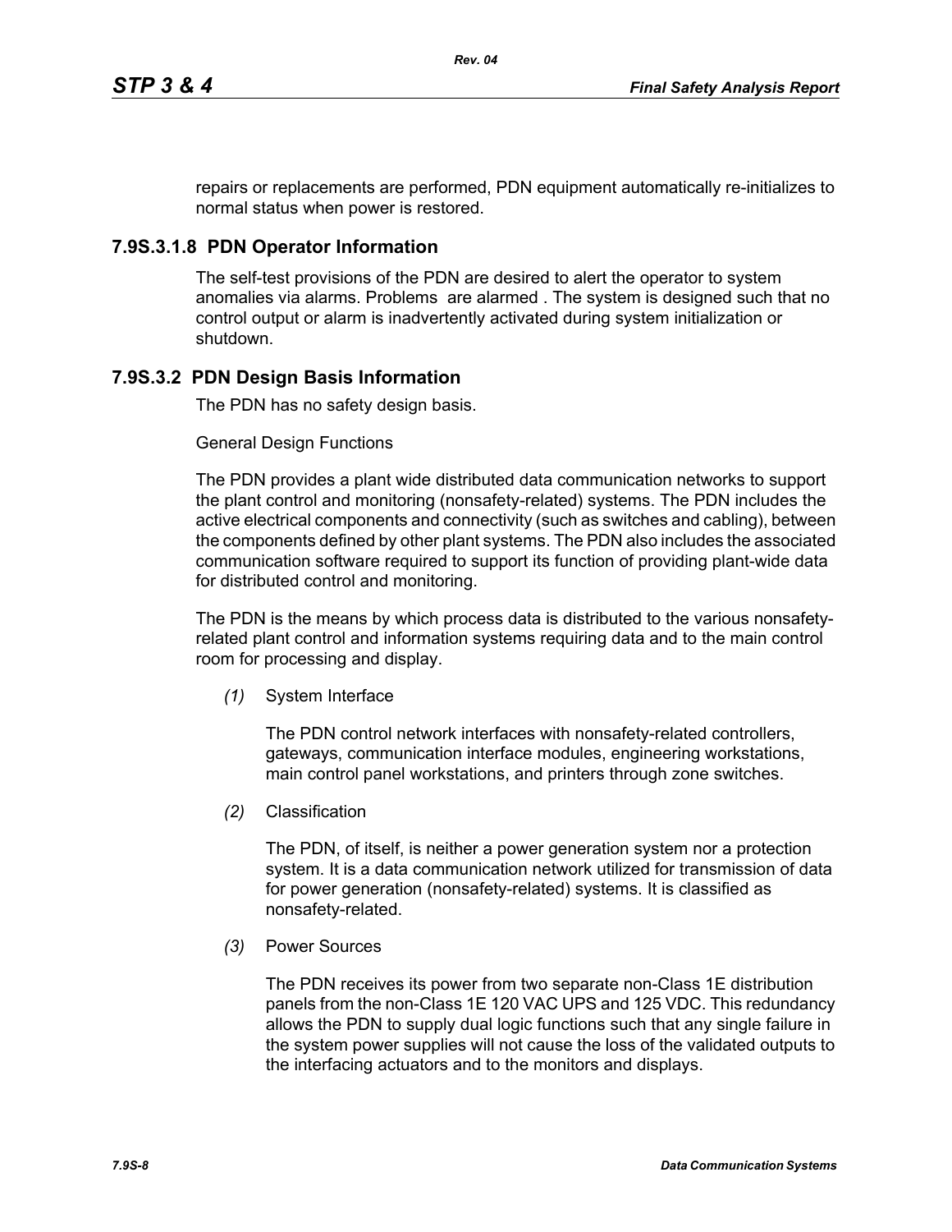repairs or replacements are performed, PDN equipment automatically re-initializes to normal status when power is restored.

#### 7.9S.3.1.8 PDN Operator Information

The self-test provisions of the PDN are desired to alert the operator to system anomalies via alarms. Problems are alarmed . The system is designed such that no control output or alarm is inadvertently activated during system initialization or shutdown.

### 7.9S.3.2 PDN Design Basis Information

The PDN has no safety design basis.

General Design Functions

The PDN provides a plant wide distributed data communication networks to support the plant control and monitoring (nonsafety-related) systems. The PDN includes the active electrical components and connectivity (such as switches and cabling), between the components defined by other plant systems. The PDN also includes the associated communication software required to support its function of providing plant-wide data for distributed control and monitoring.

The PDN is the means by which process data is distributed to the various nonsafety-related plant control and information systems requiring data and to the main control room for processing and display.

*(1)* System Interface

The PDN control network interfaces with nonsafety-related controllers, gateways, communication interface modules, engineering workstations, main control panel workstations, and printers through zone switches.

*(2)* Classification

The PDN, of itself, is neither a power generation system nor a protection system. It is a data communication network utilized for transmission of data for power generation (nonsafety-related) systems. It is classified as nonsafety-related.

*(3)* Power Sources

The PDN receives its power from two separate non-Class 1E distribution panels from the non-Class 1E 120 VAC UPS and 125 VDC. This redundancy allows the PDN to supply dual logic functions such that any single failure in the system power supplies will not cause the loss of the validated outputs to the interfacing actuators and to the monitors and displays.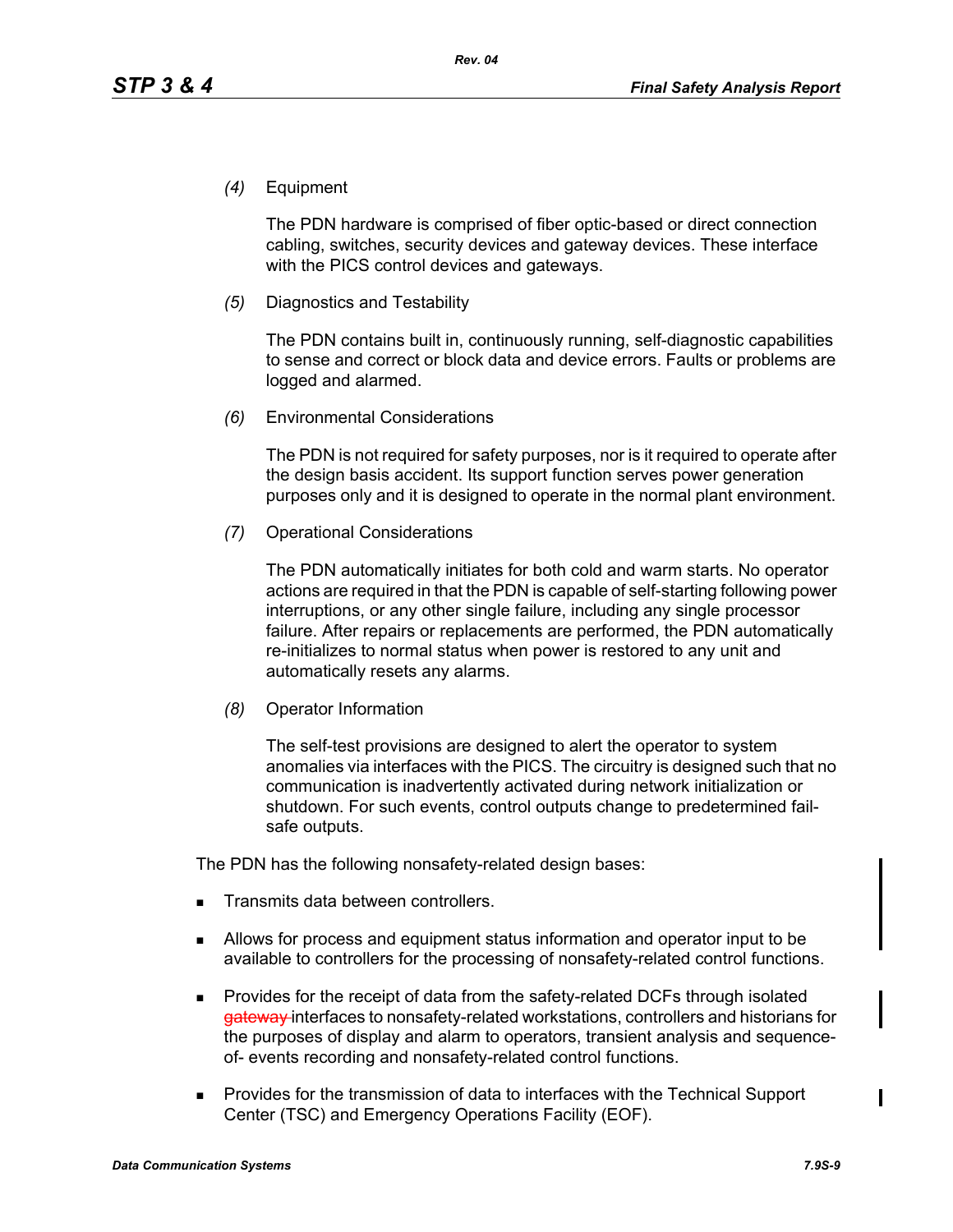*(4)* Equipment

The PDN hardware is comprised of fiber optic-based or direct connection cabling, switches, security devices and gateway devices. These interface with the PICS control devices and gateways.

*(5)* Diagnostics and Testability

The PDN contains built in, continuously running, self-diagnostic capabilities to sense and correct or block data and device errors. Faults or problems are logged and alarmed.

*(6)* Environmental Considerations

The PDN is not required for safety purposes, nor is it required to operate after the design basis accident. Its support function serves power generation purposes only and it is designed to operate in the normal plant environment.

*(7)* Operational Considerations

The PDN automatically initiates for both cold and warm starts. No operator actions are required in that the PDN is capable of self-starting following power interruptions, or any other single failure, including any single processor failure. After repairs or replacements are performed, the PDN automatically re-initializes to normal status when power is restored to any unit and automatically resets any alarms.

*(8)* Operator Information

The self-test provisions are designed to alert the operator to system anomalies via interfaces with the PICS. The circuitry is designed such that no communication is inadvertently activated during network initialization or shutdown. For such events, control outputs change to predetermined fail-safe outputs.

The PDN has the following nonsafety-related design bases:

- Transmits data between controllers.
- Allows for process and equipment status information and operator input to be available to controllers for the processing of nonsafety-related control functions.
- Provides for the receipt of data from the safety-related DCFs through isolated ~~gateway~~ interfaces to nonsafety-related workstations, controllers and historians for the purposes of display and alarm to operators, transient analysis and sequence-of- events recording and nonsafety-related control functions.
- Provides for the transmission of data to interfaces with the Technical Support Center (TSC) and Emergency Operations Facility (EOF).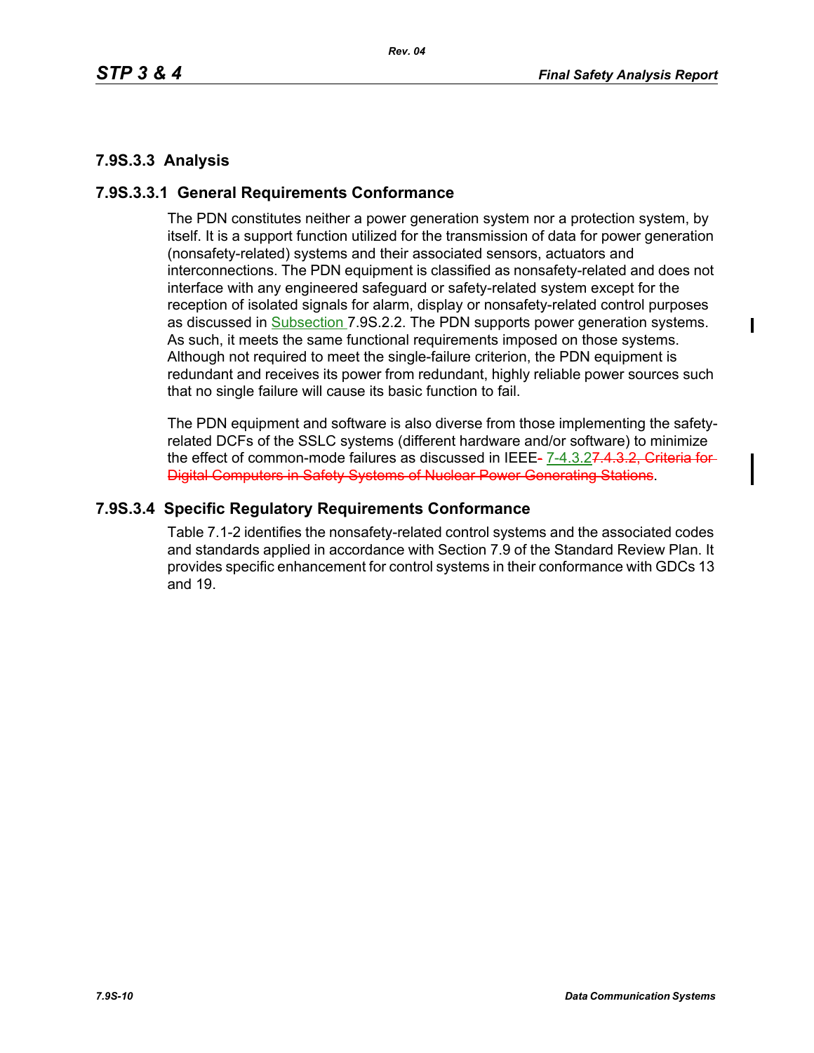### 7.9S.3.3 Analysis

#### 7.9S.3.3.1 General Requirements Conformance

The PDN constitutes neither a power generation system nor a protection system, by itself. It is a support function utilized for the transmission of data for power generation (nonsafety-related) systems and their associated sensors, actuators and interconnections. The PDN equipment is classified as nonsafety-related and does not interface with any engineered safeguard or safety-related system except for the reception of isolated signals for alarm, display or nonsafety-related control purposes as discussed in Subsection 7.9S.2.2. The PDN supports power generation systems. As such, it meets the same functional requirements imposed on those systems. Although not required to meet the single-failure criterion, the PDN equipment is redundant and receives its power from redundant, highly reliable power sources such that no single failure will cause its basic function to fail.

The PDN equipment and software is also diverse from those implementing the safety-related DCFs of the SSLC systems (different hardware and/or software) to minimize the effect of common-mode failures as discussed in IEEE- 7-4.3.27.4.3.2, Criteria for Digital Computers in Safety Systems of Nuclear Power Generating Stations.

### 7.9S.3.4 Specific Regulatory Requirements Conformance

Table 7.1-2 identifies the nonsafety-related control systems and the associated codes and standards applied in accordance with Section 7.9 of the Standard Review Plan. It provides specific enhancement for control systems in their conformance with GDCs 13 and 19.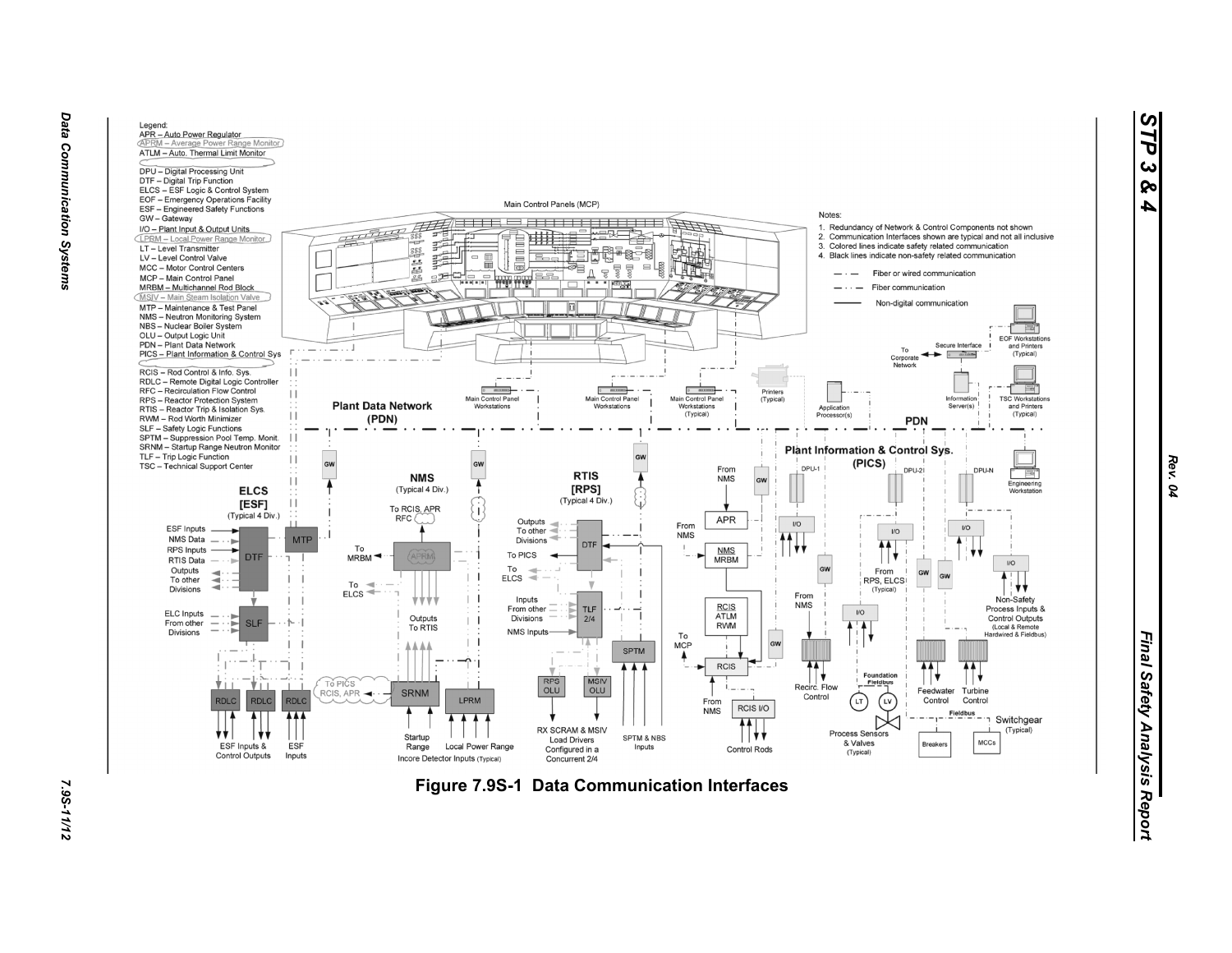Legend:
APR – Auto Power Regulator
APRM – Average Power Range Monitor
ATLM – Auto. Thermal Limit Monitor
DPU – Digital Processing Unit
DTF – Digital Trip Function
ELCS – ESF Logic & Control System
EOF – Emergency Operations Facility
ESF – Engineered Safety Functions
GW – Gateway
I/O – Plant Input & Output Units
LPRM – Local Power Range Monitor
LT – Level Transmitter
LV – Level Control Valve
MCC – Motor Control Centers
MCP – Main Control Panel
MRBM – Multichannel Rod Block
MSIV – Main Steam Isolation Valve
MTP – Maintenance & Test Panel
NMS – Neutron Monitoring System
NBS – Nuclear Boiler System
OLU – Output Logic Unit
PDN – Plant Data Network
PICS – Plant Information & Control Sys
RCIS – Rod Control & Info. Sys.
RDLC – Remote Digital Logic Controller
RFC – Recirculation Flow Control
RPS – Reactor Protection System
RTIS – Reactor Trip & Isolation Sys.
RWM – Rod Worth Minimizer
SLF – Safety Logic Functions
SPTM – Suppression Pool Temp. Monit.
SRNM – Startup Range Neutron Monitor
TLF – Trip Logic Function
TSC – Technical Support Center

Notes:
1. Redundancy of Network & Control Components not shown
2. Communication Interfaces shown are typical and not all inclusive
3. Colored lines indicate safety related communication
4. Black lines indicate non-safety related communication

Fiber or wired communication
Fiber communication
Non-digital communication

Main Control Panels (MCP)

Main Control Panel Workstations
Main Control Panel Workstations
Main Control Panel Workstations (Typical)
Printers (Typical)
Application Processor(s)
Information Server(s)
Secure Interface
To Corporate Network
EOF Workstations and Printers (Typical)
TSC Workstations and Printers (Typical)
Engineering Workstation

Plant Data Network (PDN)
PDN

ELCS [ESF] (Typical 4 Div.)
ESF Inputs
NMS Data
RPS Inputs
RTIS Data
Outputs To other Divisions
DTF
MTP
GW
ELC Inputs From other Divisions
SLF
RDLC
RDLC
RDLC
ESF Inputs & Control Outputs
ESF Inputs

NMS (Typical 4 Div.)
To RCIS, APR RFC
To MRBM
APRM
To ELCS
Outputs To RTIS
To PICS RCIS, APR
SRNM
LPRM
Startup Range
Local Power Range
Incore Detector Inputs (Typical)

RTIS [RPS] (Typical 4 Div.)
Outputs To other Divisions
DTF
To PICS
To ELCS
Inputs From other Divisions
NMS Inputs
TLF 2/4
SPTM
RPS OLU
MSIV OLU
RX SCRAM & MSIV Load Drivers Configured in a Concurrent 2/4
SPTM & NBS Inputs

From NMS
APR
From NMS
NMS MRBM
RCIS ATLM RWM
To MCP
RCIS
From NMS
RCIS I/O
Control Rods

Plant Information & Control Sys. (PICS)
DPU-1
DPU-2
DPU-N
I/O
From NMS
Recirc. Flow Control
From RPS, ELCS (Typical)
Foundation Fieldbus
LT
LV
Process Sensors & Valves (Typical)
Feedwater Control
Turbine Control
Fieldbus
Non-Safety Process Inputs & Control Outputs (Local & Remote Hardwired & Fieldbus)
Switchgear (Typical)
Breakers
MCCs

**Figure 7.9S-1 Data Communication Interfaces**